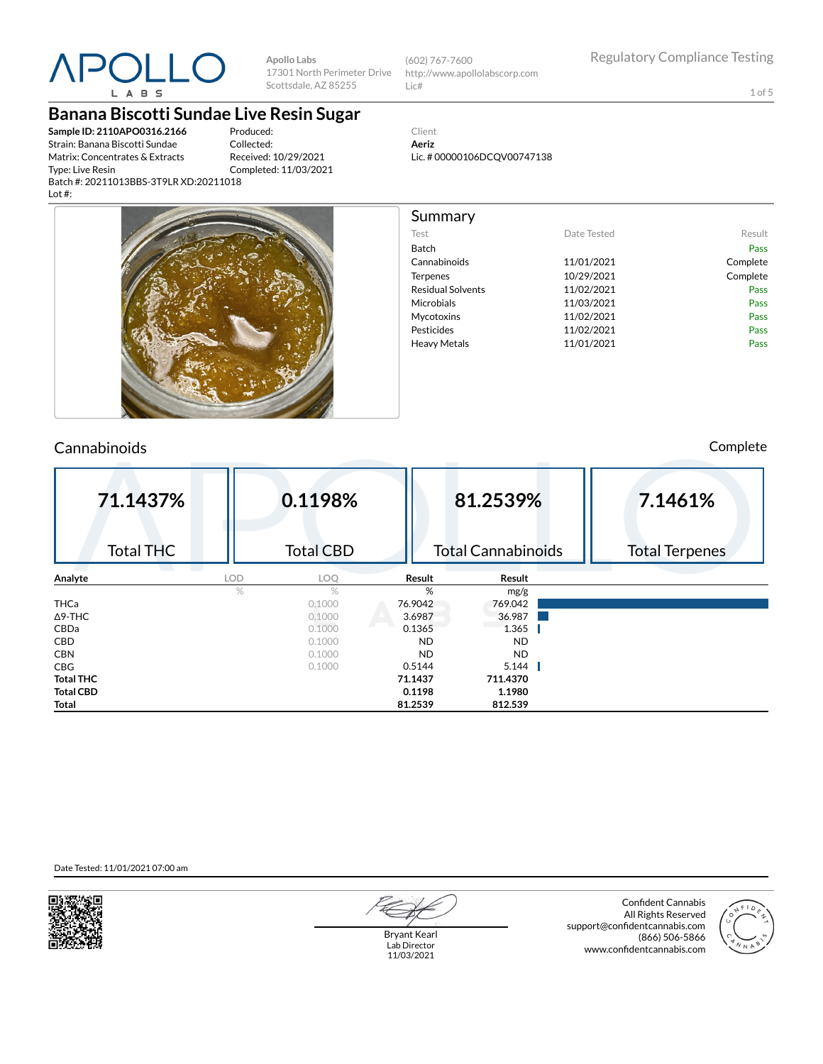APOLLO LABS

Apollo Labs
17301 North Perimeter Drive
Scottsdale, AZ 85255

(602) 767-7600
http://www.apollolabscorp.com
Lic#

Regulatory Compliance Testing

# Banana Biscotti Sundae Live Resin Sugar

**Sample ID: 2110APO0316.2166**
Strain: Banana Biscotti Sundae
Matrix: Concentrates & Extracts
Type: Live Resin
Batch #: 20211013BBS-3T9LR XD:20211018
Lot #:

Produced:
Collected:
Received: 10/29/2021
Completed: 11/03/2021

Client
**Aeriz**
Lic. # 00000106DCQV00747138

## Summary

| Test | Date Tested | Result |
|---|---|---|
| Batch | | Pass |
| Cannabinoids | 11/01/2021 | Complete |
| Terpenes | 10/29/2021 | Complete |
| Residual Solvents | 11/02/2021 | Pass |
| Microbials | 11/03/2021 | Pass |
| Mycotoxins | 11/02/2021 | Pass |
| Pesticides | 11/02/2021 | Pass |
| Heavy Metals | 11/01/2021 | Pass |

## Cannabinoids

Complete

| 71.1437% | 0.1198% | 81.2539% | 7.1461% |
|---|---|---|---|
| Total THC | Total CBD | Total Cannabinoids | Total Terpenes |

| Analyte | LOD | LOQ | Result | Result |
|---|---|---|---|---|
| | % | % | % | mg/g |
| THCa | | 0.1000 | 76.9042 | 769.042 |
| Δ9-THC | | 0.1000 | 3.6987 | 36.987 |
| CBDa | | 0.1000 | 0.1365 | 1.365 |
| CBD | | 0.1000 | ND | ND |
| CBN | | 0.1000 | ND | ND |
| CBG | | 0.1000 | 0.5144 | 5.144 |
| **Total THC** | | | **71.1437** | **711.4370** |
| **Total CBD** | | | **0.1198** | **1.1980** |
| **Total** | | | **81.2539** | **812.539** |

Date Tested: 11/01/2021 07:00 am

Bryant Kearl
Lab Director
11/03/2021

Confident Cannabis
All Rights Reserved
support@confidentcannabis.com
(866) 506-5866
www.confidentcannabis.com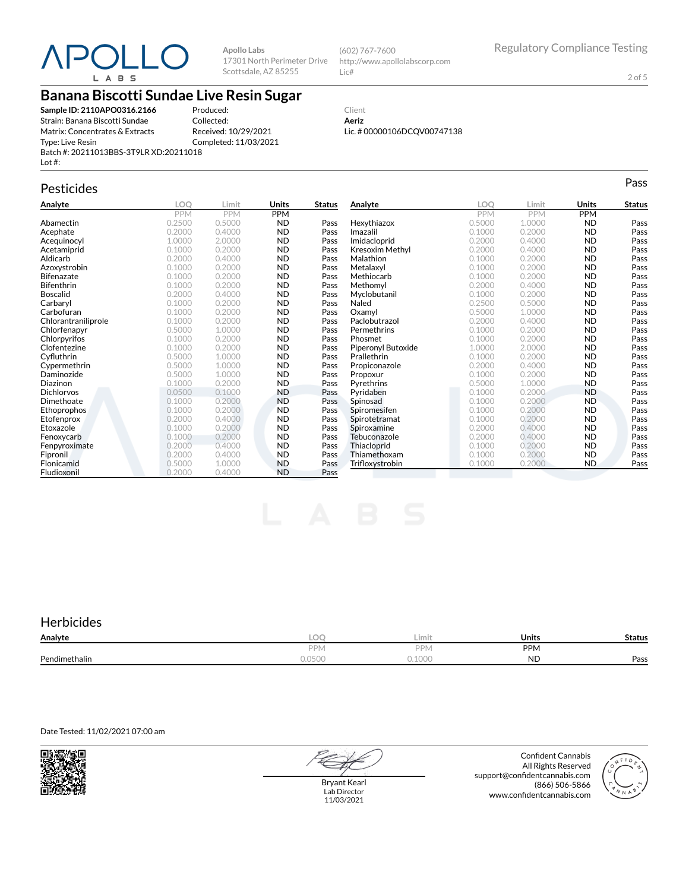# Banana Biscotti Sundae Live Resin Sugar

Apollo Labs
17301 North Perimeter Drive
Scottsdale, AZ 85255

(602) 767-7600
http://www.apollolabscorp.com
Lic#

Regulatory Compliance Testing

**Sample ID: 2110APO0316.2166**
Strain: Banana Biscotti Sundae
Matrix: Concentrates & Extracts
Type: Live Resin
Batch #: 20211013BBS-3T9LR XD:20211018
Lot #:

Produced:
Collected:
Received: 10/29/2021
Completed: 11/03/2021

Client
**Aeriz**
Lic. # 00000106DCQV00747138

## Pesticides

Pass

| Analyte | LOQ | Limit | Units | Status |
|---|---|---|---|---|
| | PPM | PPM | PPM | |
| Abamectin | 0.2500 | 0.5000 | ND | Pass |
| Acephate | 0.2000 | 0.4000 | ND | Pass |
| Acequinocyl | 1.0000 | 2.0000 | ND | Pass |
| Acetamiprid | 0.1000 | 0.2000 | ND | Pass |
| Aldicarb | 0.2000 | 0.4000 | ND | Pass |
| Azoxystrobin | 0.1000 | 0.2000 | ND | Pass |
| Bifenazate | 0.1000 | 0.2000 | ND | Pass |
| Bifenthrin | 0.1000 | 0.2000 | ND | Pass |
| Boscalid | 0.2000 | 0.4000 | ND | Pass |
| Carbaryl | 0.1000 | 0.2000 | ND | Pass |
| Carbofuran | 0.1000 | 0.2000 | ND | Pass |
| Chlorantraniliprole | 0.1000 | 0.2000 | ND | Pass |
| Chlorfenapyr | 0.5000 | 1.0000 | ND | Pass |
| Chlorpyrifos | 0.1000 | 0.2000 | ND | Pass |
| Clofentezine | 0.1000 | 0.2000 | ND | Pass |
| Cyfluthrin | 0.5000 | 1.0000 | ND | Pass |
| Cypermethrin | 0.5000 | 1.0000 | ND | Pass |
| Daminozide | 0.5000 | 1.0000 | ND | Pass |
| Diazinon | 0.1000 | 0.2000 | ND | Pass |
| Dichlorvos | 0.0500 | 0.1000 | ND | Pass |
| Dimethoate | 0.1000 | 0.2000 | ND | Pass |
| Ethoprophos | 0.1000 | 0.2000 | ND | Pass |
| Etofenprox | 0.2000 | 0.4000 | ND | Pass |
| Etoxazole | 0.1000 | 0.2000 | ND | Pass |
| Fenoxycarb | 0.1000 | 0.2000 | ND | Pass |
| Fenpyroximate | 0.2000 | 0.4000 | ND | Pass |
| Fipronil | 0.2000 | 0.4000 | ND | Pass |
| Flonicamid | 0.5000 | 1.0000 | ND | Pass |
| Fludioxonil | 0.2000 | 0.4000 | ND | Pass |
| Hexythiazox | 0.5000 | 1.0000 | ND | Pass |
| Imazalil | 0.1000 | 0.2000 | ND | Pass |
| Imidacloprid | 0.2000 | 0.4000 | ND | Pass |
| Kresoxim Methyl | 0.2000 | 0.4000 | ND | Pass |
| Malathion | 0.1000 | 0.2000 | ND | Pass |
| Metalaxyl | 0.1000 | 0.2000 | ND | Pass |
| Methiocarb | 0.1000 | 0.2000 | ND | Pass |
| Methomyl | 0.2000 | 0.4000 | ND | Pass |
| Myclobutanil | 0.1000 | 0.2000 | ND | Pass |
| Naled | 0.2500 | 0.5000 | ND | Pass |
| Oxamyl | 0.5000 | 1.0000 | ND | Pass |
| Paclobutrazol | 0.2000 | 0.4000 | ND | Pass |
| Permethrins | 0.1000 | 0.2000 | ND | Pass |
| Phosmet | 0.1000 | 0.2000 | ND | Pass |
| Piperonyl Butoxide | 1.0000 | 2.0000 | ND | Pass |
| Prallethrin | 0.1000 | 0.2000 | ND | Pass |
| Propiconazole | 0.2000 | 0.4000 | ND | Pass |
| Propoxur | 0.1000 | 0.2000 | ND | Pass |
| Pyrethrins | 0.5000 | 1.0000 | ND | Pass |
| Pyridaben | 0.1000 | 0.2000 | ND | Pass |
| Spinosad | 0.1000 | 0.2000 | ND | Pass |
| Spiromesifen | 0.1000 | 0.2000 | ND | Pass |
| Spirotetramat | 0.1000 | 0.2000 | ND | Pass |
| Spiroxamine | 0.2000 | 0.4000 | ND | Pass |
| Tebuconazole | 0.2000 | 0.4000 | ND | Pass |
| Thiacloprid | 0.1000 | 0.2000 | ND | Pass |
| Thiamethoxam | 0.1000 | 0.2000 | ND | Pass |
| Trifloxystrobin | 0.1000 | 0.2000 | ND | Pass |

## Herbicides

| Analyte | LOQ | Limit | Units | Status |
|---|---|---|---|---|
| | PPM | PPM | PPM | |
| Pendimethalin | 0.0500 | 0.1000 | ND | Pass |

Date Tested: 11/02/2021 07:00 am

Bryant Kearl
Lab Director
11/03/2021

Confident Cannabis
All Rights Reserved
support@confidentcannabis.com
(866) 506-5866
www.confidentcannabis.com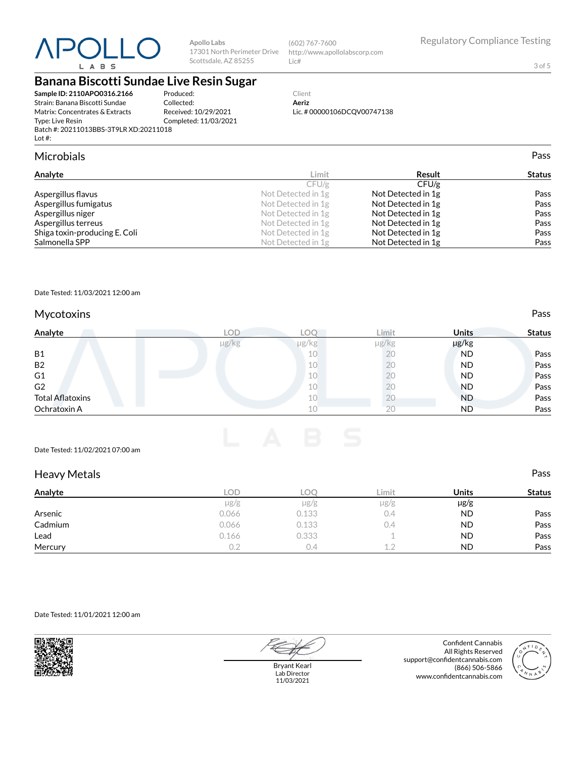Apollo Labs
17301 North Perimeter Drive
Scottsdale, AZ 85255

(602) 767-7600
http://www.apollolabscorp.com
Lic#

Regulatory Compliance Testing

# Banana Biscotti Sundae Live Resin Sugar

**Sample ID: 2110APO0316.2166**
Strain: Banana Biscotti Sundae
Matrix: Concentrates & Extracts
Type: Live Resin
Batch #: 20211013BBS-3T9LR XD:20211018
Lot #:

Produced:
Collected:
Received: 10/29/2021
Completed: 11/03/2021

Client
**Aeriz**
Lic. # 00000106DCQV00747138

## Microbials

Pass

| Analyte | Limit | Result | Status |
|---|---|---|---|
| | CFU/g | CFU/g | |
| Aspergillus flavus | Not Detected in 1g | Not Detected in 1g | Pass |
| Aspergillus fumigatus | Not Detected in 1g | Not Detected in 1g | Pass |
| Aspergillus niger | Not Detected in 1g | Not Detected in 1g | Pass |
| Aspergillus terreus | Not Detected in 1g | Not Detected in 1g | Pass |
| Shiga toxin-producing E. Coli | Not Detected in 1g | Not Detected in 1g | Pass |
| Salmonella SPP | Not Detected in 1g | Not Detected in 1g | Pass |

Date Tested: 11/03/2021 12:00 am

## Mycotoxins

Pass

| Analyte | LOD | LOQ | Limit | Units | Status |
|---|---|---|---|---|---|
| | µg/kg | µg/kg | µg/kg | µg/kg | |
| B1 | | 10 | 20 | ND | Pass |
| B2 | | 10 | 20 | ND | Pass |
| G1 | | 10 | 20 | ND | Pass |
| G2 | | 10 | 20 | ND | Pass |
| Total Aflatoxins | | 10 | 20 | ND | Pass |
| Ochratoxin A | | 10 | 20 | ND | Pass |

Date Tested: 11/02/2021 07:00 am

## Heavy Metals

Pass

| Analyte | LOD | LOQ | Limit | Units | Status |
|---|---|---|---|---|---|
| | µg/g | µg/g | µg/g | µg/g | |
| Arsenic | 0.066 | 0.133 | 0.4 | ND | Pass |
| Cadmium | 0.066 | 0.133 | 0.4 | ND | Pass |
| Lead | 0.166 | 0.333 | 1 | ND | Pass |
| Mercury | 0.2 | 0.4 | 1.2 | ND | Pass |

Date Tested: 11/01/2021 12:00 am

Bryant Kearl
Lab Director
11/03/2021

Confident Cannabis
All Rights Reserved
support@confidentcannabis.com
(866) 506-5866
www.confidentcannabis.com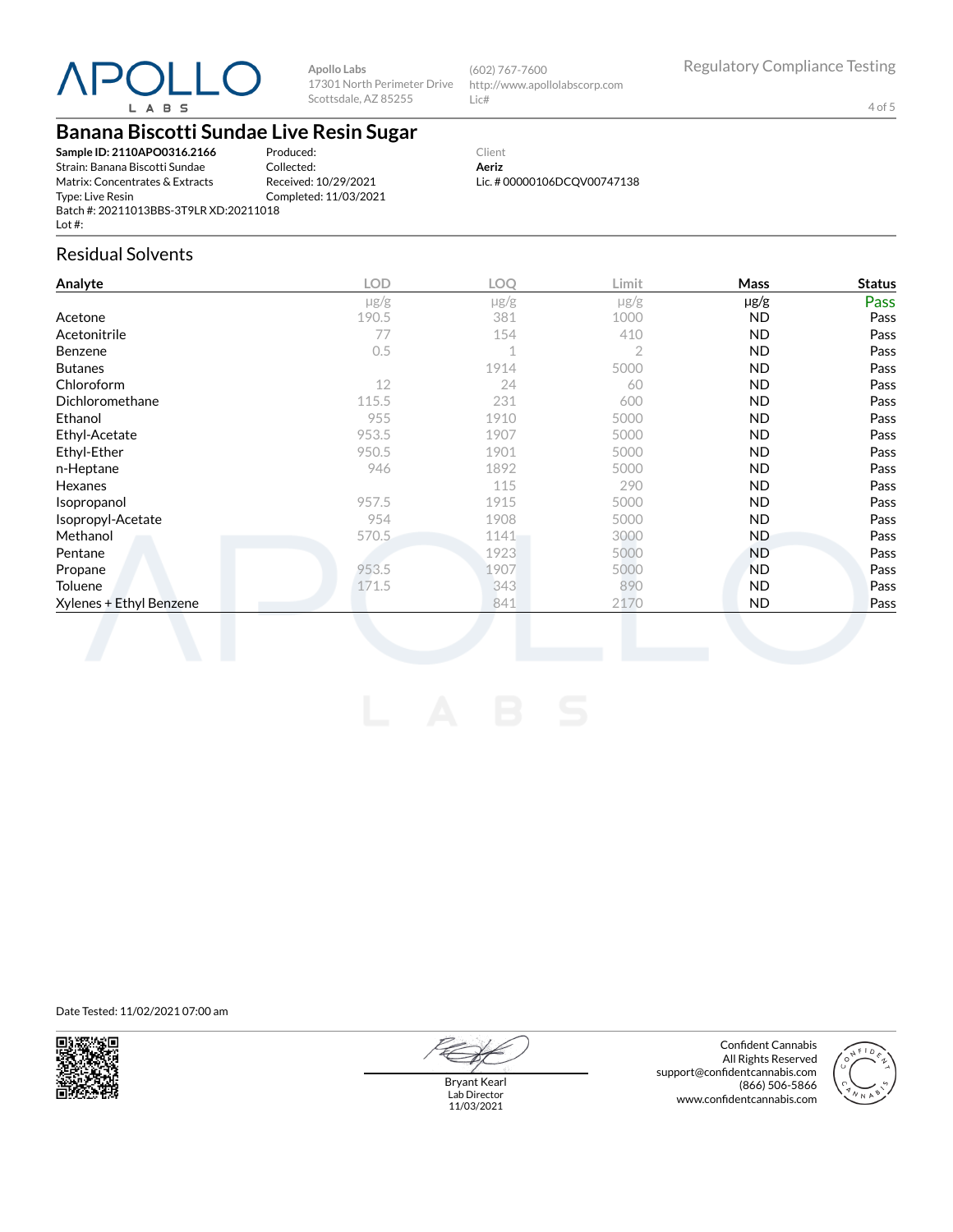Apollo Labs
17301 North Perimeter Drive
Scottsdale, AZ 85255

(602) 767-7600
http://www.apollolabscorp.com
Lic#

Regulatory Compliance Testing

# Banana Biscotti Sundae Live Resin Sugar

**Sample ID: 2110APO0316.2166**
Strain: Banana Biscotti Sundae
Matrix: Concentrates & Extracts
Type: Live Resin
Batch #: 20211013BBS-3T9LR XD:20211018
Lot #:

Produced:
Collected:
Received: 10/29/2021
Completed: 11/03/2021

Client
**Aeriz**
Lic. # 00000106DCQV00747138

## Residual Solvents

| Analyte | LOD | LOQ | Limit | Mass | Status |
|---|---|---|---|---|---|
| | μg/g | μg/g | μg/g | μg/g | Pass |
| Acetone | 190.5 | 381 | 1000 | ND | Pass |
| Acetonitrile | 77 | 154 | 410 | ND | Pass |
| Benzene | 0.5 | 1 | 2 | ND | Pass |
| Butanes | | 1914 | 5000 | ND | Pass |
| Chloroform | 12 | 24 | 60 | ND | Pass |
| Dichloromethane | 115.5 | 231 | 600 | ND | Pass |
| Ethanol | 955 | 1910 | 5000 | ND | Pass |
| Ethyl-Acetate | 953.5 | 1907 | 5000 | ND | Pass |
| Ethyl-Ether | 950.5 | 1901 | 5000 | ND | Pass |
| n-Heptane | 946 | 1892 | 5000 | ND | Pass |
| Hexanes | | 115 | 290 | ND | Pass |
| Isopropanol | 957.5 | 1915 | 5000 | ND | Pass |
| Isopropyl-Acetate | 954 | 1908 | 5000 | ND | Pass |
| Methanol | 570.5 | 1141 | 3000 | ND | Pass |
| Pentane | | 1923 | 5000 | ND | Pass |
| Propane | 953.5 | 1907 | 5000 | ND | Pass |
| Toluene | 171.5 | 343 | 890 | ND | Pass |
| Xylenes + Ethyl Benzene | | 841 | 2170 | ND | Pass |

Date Tested: 11/02/2021 07:00 am

Bryant Kearl
Lab Director
11/03/2021

Confident Cannabis
All Rights Reserved
support@confidentcannabis.com
(866) 506-5866
www.confidentcannabis.com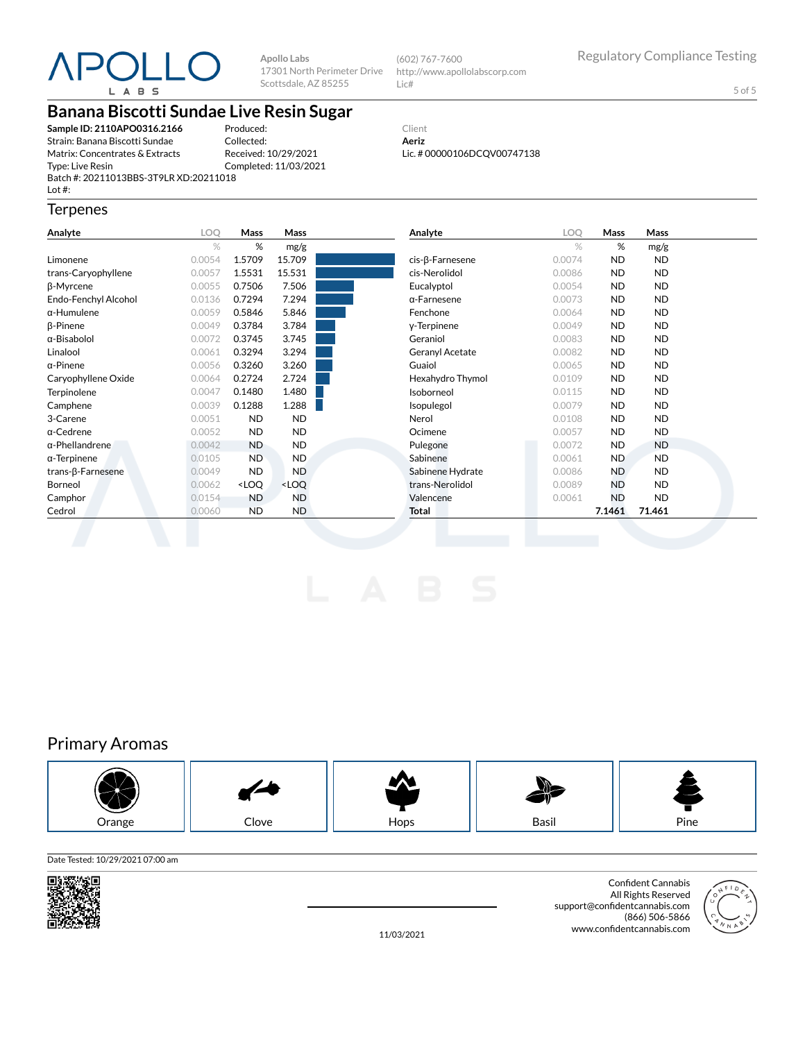# APOLLO LABS

Apollo Labs
17301 North Perimeter Drive
Scottsdale, AZ 85255

(602) 767-7600
http://www.apollolabscorp.com
Lic#

Regulatory Compliance Testing

## Banana Biscotti Sundae Live Resin Sugar

**Sample ID: 2110APO0316.2166**
Strain: Banana Biscotti Sundae
Matrix: Concentrates & Extracts
Type: Live Resin
Batch #: 20211013BBS-3T9LR XD:20211018
Lot #:

Produced:
Collected:
Received: 10/29/2021
Completed: 11/03/2021

Client
**Aeriz**
Lic. # 00000106DCQV00747138

## Terpenes

| Analyte | LOQ | Mass | Mass |
|---|---|---|---|
| | % | % | mg/g |
| Limonene | 0.0054 | 1.5709 | 15.709 |
| trans-Caryophyllene | 0.0057 | 1.5531 | 15.531 |
| β-Myrcene | 0.0055 | 0.7506 | 7.506 |
| Endo-Fenchyl Alcohol | 0.0136 | 0.7294 | 7.294 |
| α-Humulene | 0.0059 | 0.5846 | 5.846 |
| β-Pinene | 0.0049 | 0.3784 | 3.784 |
| α-Bisabolol | 0.0072 | 0.3745 | 3.745 |
| Linalool | 0.0061 | 0.3294 | 3.294 |
| α-Pinene | 0.0056 | 0.3260 | 3.260 |
| Caryophyllene Oxide | 0.0064 | 0.2724 | 2.724 |
| Terpinolene | 0.0047 | 0.1480 | 1.480 |
| Camphene | 0.0039 | 0.1288 | 1.288 |
| 3-Carene | 0.0051 | ND | ND |
| α-Cedrene | 0.0052 | ND | ND |
| α-Phellandrene | 0.0042 | ND | ND |
| α-Terpinene | 0.0105 | ND | ND |
| trans-β-Farnesene | 0.0049 | ND | ND |
| Borneol | 0.0062 | <LOQ | <LOQ |
| Camphor | 0.0154 | ND | ND |
| Cedrol | 0.0060 | ND | ND |
| cis-β-Farnesene | 0.0074 | ND | ND |
| cis-Nerolidol | 0.0086 | ND | ND |
| Eucalyptol | 0.0054 | ND | ND |
| α-Farnesene | 0.0073 | ND | ND |
| Fenchone | 0.0064 | ND | ND |
| γ-Terpinene | 0.0049 | ND | ND |
| Geraniol | 0.0083 | ND | ND |
| Geranyl Acetate | 0.0082 | ND | ND |
| Guaiol | 0.0065 | ND | ND |
| Hexahydro Thymol | 0.0109 | ND | ND |
| Isoborneol | 0.0115 | ND | ND |
| Isopulegol | 0.0079 | ND | ND |
| Nerol | 0.0108 | ND | ND |
| Ocimene | 0.0057 | ND | ND |
| Pulegone | 0.0072 | ND | ND |
| Sabinene | 0.0061 | ND | ND |
| Sabinene Hydrate | 0.0086 | ND | ND |
| trans-Nerolidol | 0.0089 | ND | ND |
| Valencene | 0.0061 | ND | ND |
| **Total** | | **7.1461** | **71.461** |

## Primary Aromas

Orange | Clove | Hops | Basil | Pine

Date Tested: 10/29/2021 07:00 am

11/03/2021

Confident Cannabis
All Rights Reserved
support@confidentcannabis.com
(866) 506-5866
www.confidentcannabis.com